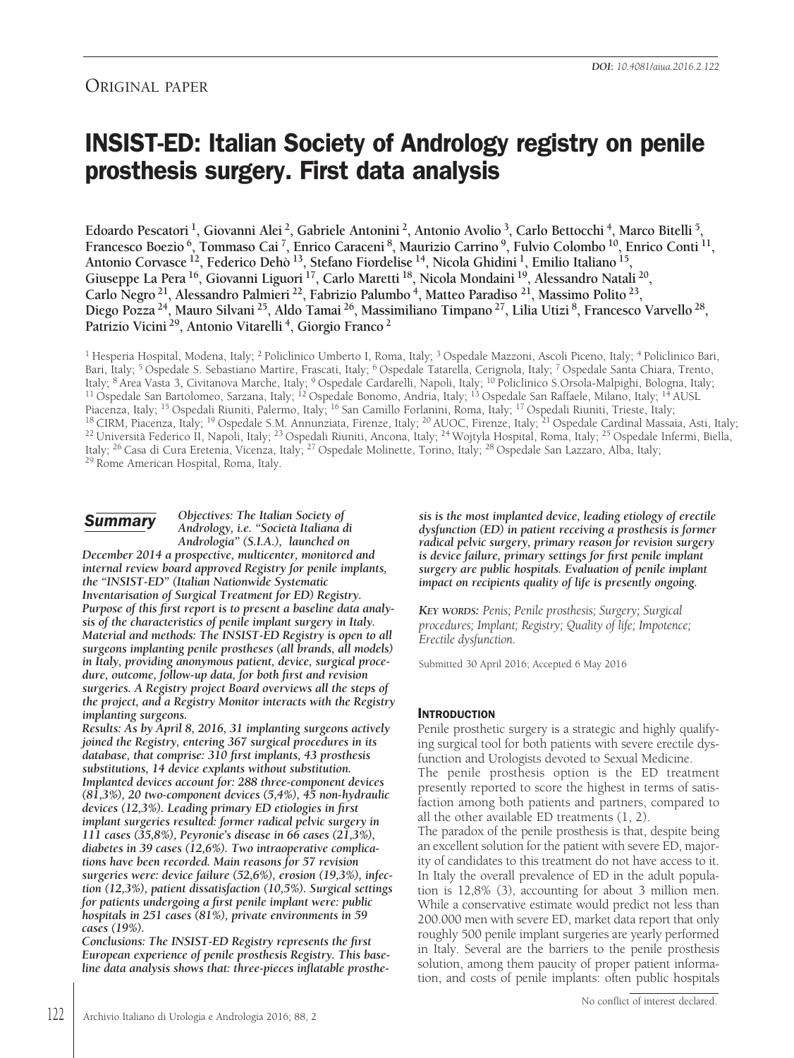DOI: 10.4081/aiua.2016.2.122

ORIGINAL PAPER

# INSIST-ED: Italian Society of Andrology registry on penile prosthesis surgery. First data analysis

Edoardo Pescatori [1], Giovanni Alei [2], Gabriele Antonini [2], Antonio Avolio [3], Carlo Bettocchi [4], Marco Bitelli [5], Francesco Boezio [6], Tommaso Cai [7], Enrico Caraceni [8], Maurizio Carrino [9], Fulvio Colombo [10], Enrico Conti [11], Antonio Corvasce [12], Federico Dehò [13], Stefano Fiordelise [14], Nicola Ghidini [1], Emilio Italiano [15], Giuseppe La Pera [16], Giovanni Liguori [17], Carlo Maretti [18], Nicola Mondaini [19], Alessandro Natali [20], Carlo Negro [21], Alessandro Palmieri [22], Fabrizio Palumbo [4], Matteo Paradiso [21], Massimo Polito [23], Diego Pozza [24], Mauro Silvani [25], Aldo Tamai [26], Massimiliano Timpano [27], Lilia Utizi [8], Francesco Varvello [28], Patrizio Vicini [29], Antonio Vitarelli [4], Giorgio Franco [2]

[1] Hesperia Hospital, Modena, Italy; [2] Policlinico Umberto I, Roma, Italy; [3] Ospedale Mazzoni, Ascoli Piceno, Italy; [4] Policlinico Bari, Bari, Italy; [5] Ospedale S. Sebastiano Martire, Frascati, Italy; [6] Ospedale Tatarella, Cerignola, Italy; [7] Ospedale Santa Chiara, Trento, Italy; [8] Area Vasta 3, Civitanova Marche, Italy; [9] Ospedale Cardarelli, Napoli, Italy; [10] Policlinico S.Orsola-Malpighi, Bologna, Italy; [11] Ospedale San Bartolomeo, Sarzana, Italy; [12] Ospedale Bonomo, Andria, Italy; [13] Ospedale San Raffaele, Milano, Italy; [14] AUSL Piacenza, Italy; [15] Ospedali Riuniti, Palermo, Italy; [16] San Camillo Forlanini, Roma, Italy; [17] Ospedali Riuniti, Trieste, Italy; [18] CIRM, Piacenza, Italy; [19] Ospedale S.M. Annunziata, Firenze, Italy; [20] AUOC, Firenze, Italy; [21] Ospedale Cardinal Massaia, Asti, Italy; [22] Università Federico II, Napoli, Italy; [23] Ospedali Riuniti, Ancona, Italy; [24] Wojtyla Hospital, Roma, Italy; [25] Ospedale Infermi, Biella, Italy; [26] Casa di Cura Eretenia, Vicenza, Italy; [27] Ospedale Molinette, Torino, Italy; [28] Ospedale San Lazzaro, Alba, Italy; [29] Rome American Hospital, Roma, Italy.

## Summary

***Objectives:** The Italian Society of Andrology, i.e. "Società Italiana di Andrologia" (S.I.A.), launched on December 2014 a prospective, multicenter, monitored and internal review board approved Registry for penile implants, the "INSIST-ED" (Italian Nationwide Systematic Inventarisation of Surgical Treatment for ED) Registry. Purpose of this first report is to present a baseline data analysis of the characteristics of penile implant surgery in Italy.*

***Material and methods:** The INSIST-ED Registry is open to all surgeons implanting penile prostheses (all brands, all models) in Italy, providing anonymous patient, device, surgical procedure, outcome, follow-up data, for both first and revision surgeries. A Registry project Board overviews all the steps of the project, and a Registry Monitor interacts with the Registry implanting surgeons.*

***Results:** As by April 8, 2016, 31 implanting surgeons actively joined the Registry, entering 367 surgical procedures in its database, that comprise: 310 first implants, 43 prosthesis substitutions, 14 device explants without substitution. Implanted devices account for: 288 three-component devices (81,3%), 20 two-component devices (5,4%), 45 non-hydraulic devices (12,3%). Leading primary ED etiologies in first implant surgeries resulted: former radical pelvic surgery in 111 cases (35,8%), Peyronie's disease in 66 cases (21,3%), diabetes in 39 cases (12,6%). Two intraoperative complications have been recorded. Main reasons for 57 revision surgeries were: device failure (52,6%), erosion (19,3%), infection (12,3%), patient dissatisfaction (10,5%). Surgical settings for patients undergoing a first penile implant were: public hospitals in 251 cases (81%), private environments in 59 cases (19%).*

***Conclusions:** The INSIST-ED Registry represents the first European experience of penile prosthesis Registry. This baseline data analysis shows that: three-pieces inflatable prosthesis is the most implanted device, leading etiology of erectile dysfunction (ED) in patient receiving a prosthesis is former radical pelvic surgery, primary reason for revision surgery is device failure, primary settings for first penile implant surgery are public hospitals. Evaluation of penile implant impact on recipients quality of life is presently ongoing.*

**KEY WORDS:** *Penis; Penile prosthesis; Surgery; Surgical procedures; Implant; Registry; Quality of life; Impotence; Erectile dysfunction.*

Submitted 30 April 2016; Accepted 6 May 2016

## INTRODUCTION

Penile prosthetic surgery is a strategic and highly qualifying surgical tool for both patients with severe erectile dysfunction and Urologists devoted to Sexual Medicine.

The penile prosthesis option is the ED treatment presently reported to score the highest in terms of satisfaction among both patients and partners, compared to all the other available ED treatments (1, 2).

The paradox of the penile prosthesis is that, despite being an excellent solution for the patient with severe ED, majority of candidates to this treatment do not have access to it. In Italy the overall prevalence of ED in the adult population is 12,8% (3), accounting for about 3 million men. While a conservative estimate would predict not less than 200.000 men with severe ED, market data report that only roughly 500 penile implant surgeries are yearly performed in Italy. Several are the barriers to the penile prosthesis solution, among them paucity of proper patient information, and costs of penile implants: often public hospitals

No conflict of interest declared.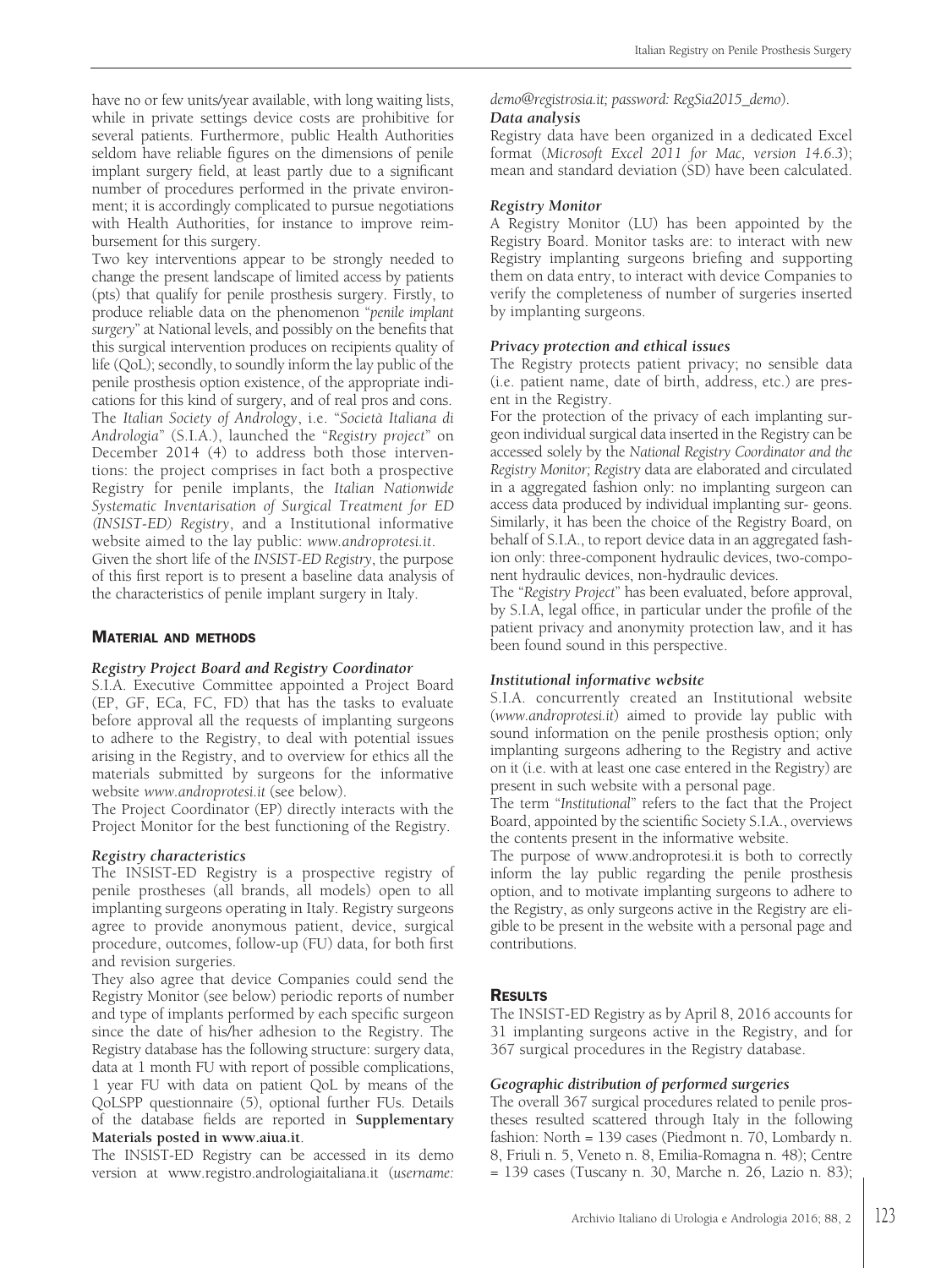have no or few units/year available, with long waiting lists, while in private settings device costs are prohibitive for several patients. Furthermore, public Health Authorities seldom have reliable figures on the dimensions of penile implant surgery field, at least partly due to a significant number of procedures performed in the private environment; it is accordingly complicated to pursue negotiations with Health Authorities, for instance to improve reimbursement for this surgery.

Two key interventions appear to be strongly needed to change the present landscape of limited access by patients (pts) that qualify for penile prosthesis surgery. Firstly, to produce reliable data on the phenomenon "*penile implant surgery*" at National levels, and possibly on the benefits that this surgical intervention produces on recipients quality of life (QoL); secondly, to soundly inform the lay public of the penile prosthesis option existence, of the appropriate indications for this kind of surgery, and of real pros and cons.

The *Italian Society of Andrology*, i.e. "*Società Italiana di Andrologia*" (S.I.A.), launched the "*Registry project*" on December 2014 (4) to address both those interventions: the project comprises in fact both a prospective Registry for penile implants, the *Italian Nationwide Systematic Inventarisation of Surgical Treatment for ED (INSIST-ED) Registry*, and a Institutional informative website aimed to the lay public: *www.androprotesi.it*.

Given the short life of the *INSIST-ED Registry*, the purpose of this first report is to present a baseline data analysis of the characteristics of penile implant surgery in Italy.

## Material and methods

### *Registry Project Board and Registry Coordinator*

S.I.A. Executive Committee appointed a Project Board (EP, GF, ECa, FC, FD) that has the tasks to evaluate before approval all the requests of implanting surgeons to adhere to the Registry, to deal with potential issues arising in the Registry, and to overview for ethics all the materials submitted by surgeons for the informative website *www.androprotesi.it* (see below).

The Project Coordinator (EP) directly interacts with the Project Monitor for the best functioning of the Registry.

### *Registry characteristics*

The INSIST-ED Registry is a prospective registry of penile prostheses (all brands, all models) open to all implanting surgeons operating in Italy. Registry surgeons agree to provide anonymous patient, device, surgical procedure, outcomes, follow-up (FU) data, for both first and revision surgeries.

They also agree that device Companies could send the Registry Monitor (see below) periodic reports of number and type of implants performed by each specific surgeon since the date of his/her adhesion to the Registry. The Registry database has the following structure: surgery data, data at 1 month FU with report of possible complications, 1 year FU with data on patient QoL by means of the QoLSPP questionnaire (5), optional further FUs. Details of the database fields are reported in **Supplementary Materials posted in www.aiua.it**.

The INSIST-ED Registry can be accessed in its demo version at www.registro.andrologiaitaliana.it (*username: demo@registrosia.it; password: RegSia2015_demo*).

### *Data analysis*

Registry data have been organized in a dedicated Excel format (*Microsoft Excel 2011 for Mac, version 14.6.3*); mean and standard deviation (SD) have been calculated.

### *Registry Monitor*

A Registry Monitor (LU) has been appointed by the Registry Board. Monitor tasks are: to interact with new Registry implanting surgeons briefing and supporting them on data entry, to interact with device Companies to verify the completeness of number of surgeries inserted by implanting surgeons.

### *Privacy protection and ethical issues*

The Registry protects patient privacy; no sensible data (i.e. patient name, date of birth, address, etc.) are present in the Registry.

For the protection of the privacy of each implanting surgeon individual surgical data inserted in the Registry can be accessed solely by the *National Registry Coordinator and the Registry Monitor; Registry* data are elaborated and circulated in a aggregated fashion only: no implanting surgeon can access data produced by individual implanting sur- geons. Similarly, it has been the choice of the Registry Board, on behalf of S.I.A., to report device data in an aggregated fashion only: three-component hydraulic devices, two-component hydraulic devices, non-hydraulic devices.

The "*Registry Project*" has been evaluated, before approval, by S.I.A, legal office, in particular under the profile of the patient privacy and anonymity protection law, and it has been found sound in this perspective.

### *Institutional informative website*

S.I.A. concurrently created an Institutional website (*www.androprotesi.it*) aimed to provide lay public with sound information on the penile prosthesis option; only implanting surgeons adhering to the Registry and active on it (i.e. with at least one case entered in the Registry) are present in such website with a personal page.

The term "*Institutional*" refers to the fact that the Project Board, appointed by the scientific Society S.I.A., overviews the contents present in the informative website.

The purpose of www.androprotesi.it is both to correctly inform the lay public regarding the penile prosthesis option, and to motivate implanting surgeons to adhere to the Registry, as only surgeons active in the Registry are eligible to be present in the website with a personal page and contributions.

## Results

The INSIST-ED Registry as by April 8, 2016 accounts for 31 implanting surgeons active in the Registry, and for 367 surgical procedures in the Registry database.

### *Geographic distribution of performed surgeries*

The overall 367 surgical procedures related to penile prostheses resulted scattered through Italy in the following fashion: North = 139 cases (Piedmont n. 70, Lombardy n. 8, Friuli n. 5, Veneto n. 8, Emilia-Romagna n. 48); Centre = 139 cases (Tuscany n. 30, Marche n. 26, Lazio n. 83);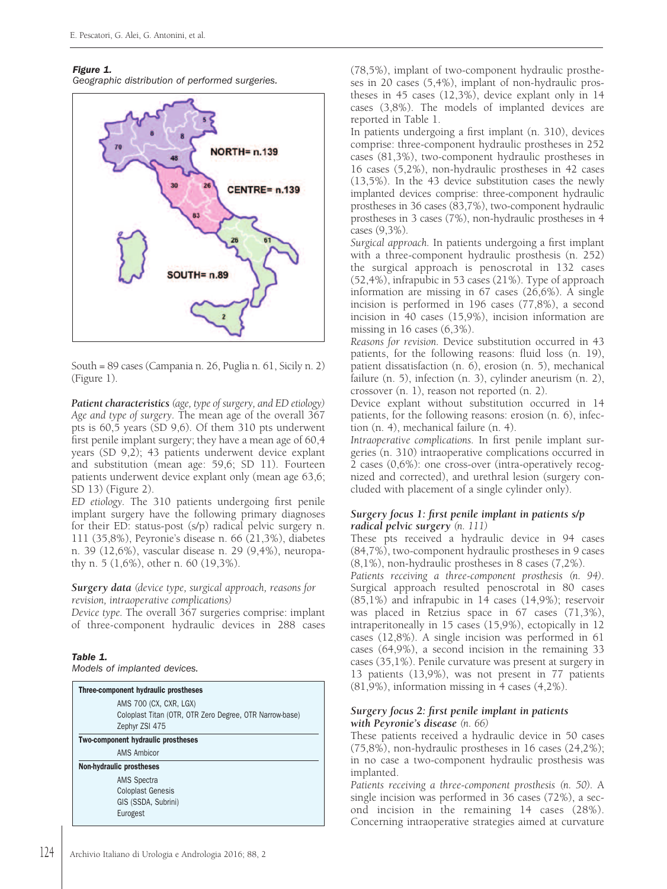**Figure 1.**
*Geographic distribution of performed surgeries.*

South = 89 cases (Campania n. 26, Puglia n. 61, Sicily n. 2) (Figure 1).

***Patient characteristics*** *(age, type of surgery, and ED etiology)*
*Age and type of surgery.* The mean age of the overall 367 pts is 60,5 years (SD 9,6). Of them 310 pts underwent first penile implant surgery; they have a mean age of 60,4 years (SD 9,2); 43 patients underwent device explant and substitution (mean age: 59,6; SD 11). Fourteen patients underwent device explant only (mean age 63,6; SD 13) (Figure 2).
*ED etiology.* The 310 patients undergoing first penile implant surgery have the following primary diagnoses for their ED: status-post (s/p) radical pelvic surgery n. 111 (35,8%), Peyronie's disease n. 66 (21,3%), diabetes n. 39 (12,6%), vascular disease n. 29 (9,4%), neuropathy n. 5 (1,6%), other n. 60 (19,3%).

***Surgery data*** *(device type, surgical approach, reasons for revision, intraoperative complications)*
*Device type.* The overall 367 surgeries comprise: implant of three-component hydraulic devices in 288 cases (78,5%), implant of two-component hydraulic prostheses in 20 cases (5,4%), implant of non-hydraulic prostheses in 45 cases (12,3%), device explant only in 14 cases (3,8%). The models of implanted devices are reported in Table 1.
In patients undergoing a first implant (n. 310), devices comprise: three-component hydraulic prostheses in 252 cases (81,3%), two-component hydraulic prostheses in 16 cases (5,2%), non-hydraulic prostheses in 42 cases (13,5%). In the 43 device substitution cases the newly implanted devices comprise: three-component hydraulic prostheses in 36 cases (83,7%), two-component hydraulic prostheses in 3 cases (7%), non-hydraulic prostheses in 4 cases (9,3%).
*Surgical approach.* In patients undergoing a first implant with a three-component hydraulic prosthesis (n. 252) the surgical approach is penoscrotal in 132 cases (52,4%), infrapubic in 53 cases (21%). Type of approach information are missing in 67 cases (26,6%). A single incision is performed in 196 cases (77,8%), a second incision in 40 cases (15,9%), incision information are missing in 16 cases (6,3%).
*Reasons for revision.* Device substitution occurred in 43 patients, for the following reasons: fluid loss (n. 19), patient dissatisfaction (n. 6), erosion (n. 5), mechanical failure (n. 5), infection (n. 3), cylinder aneurism (n. 2), crossover (n. 1), reason not reported (n. 2).
Device explant without substitution occurred in 14 patients, for the following reasons: erosion (n. 6), infection (n. 4), mechanical failure (n. 4).
*Intraoperative complications.* In first penile implant surgeries (n. 310) intraoperative complications occurred in 2 cases (0,6%): one cross-over (intra-operatively recognized and corrected), and urethral lesion (surgery concluded with placement of a single cylinder only).

**Table 1.**
*Models of implanted devices.*

| Device type | Models |
|---|---|
| **Three-component hydraulic prostheses** | |
| | AMS 700 (CX, CXR, LGX) |
| | Coloplast Titan (OTR, OTR Zero Degree, OTR Narrow-base) |
| | Zephyr ZSI 475 |
| **Two-component hydraulic prostheses** | |
| | AMS Ambicor |
| **Non-hydraulic prostheses** | |
| | AMS Spectra |
| | Coloplast Genesis |
| | GIS (SSDA, Subrini) |
| | Eurogest |

### *Surgery focus 1: first penile implant in patients s/p radical pelvic surgery* (n. 111)

These pts received a hydraulic device in 94 cases (84,7%), two-component hydraulic prostheses in 9 cases (8,1%), non-hydraulic prostheses in 8 cases (7,2%).
*Patients receiving a three-component prosthesis (n. 94).* Surgical approach resulted penoscrotal in 80 cases (85,1%) and infrapubic in 14 cases (14,9%); reservoir was placed in Retzius space in 67 cases (71,3%), intraperitoneally in 15 cases (15,9%), ectopically in 12 cases (12,8%). A single incision was performed in 61 cases (64,9%), a second incision in the remaining 33 cases (35,1%). Penile curvature was present at surgery in 13 patients (13,9%), was not present in 77 patients (81,9%), information missing in 4 cases (4,2%).

### *Surgery focus 2: first penile implant in patients with Peyronie's disease* (n. 66)

These patients received a hydraulic device in 50 cases (75,8%), non-hydraulic prostheses in 16 cases (24,2%); in no case a two-component hydraulic prosthesis was implanted.
*Patients receiving a three-component prosthesis (n. 50).* A single incision was performed in 36 cases (72%), a second incision in the remaining 14 cases (28%). Concerning intraoperative strategies aimed at curvature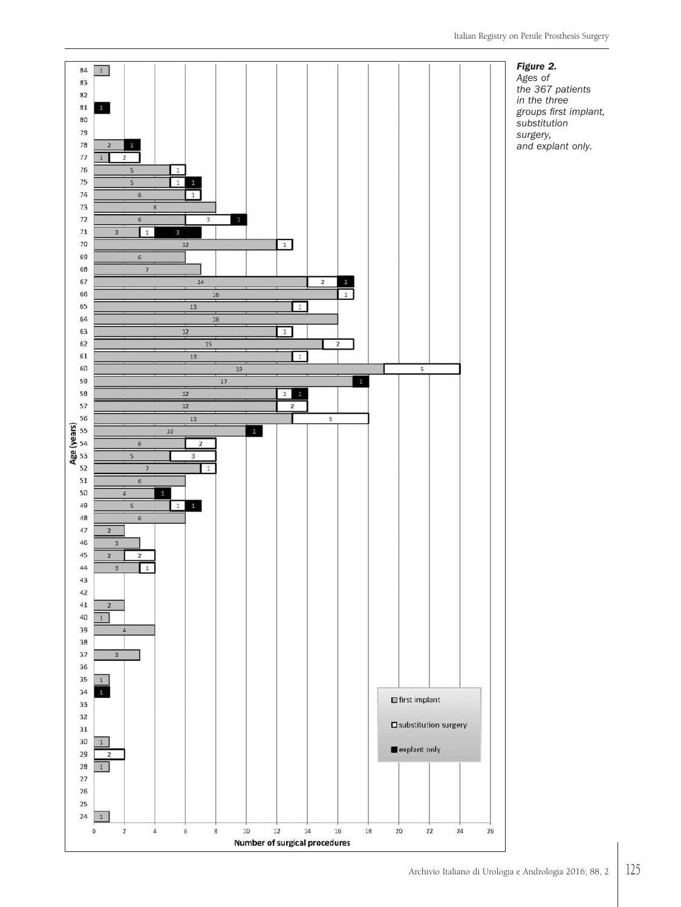***Figure 2.***
*Ages of the 367 patients in the three groups first implant, substitution surgery, and explant only.*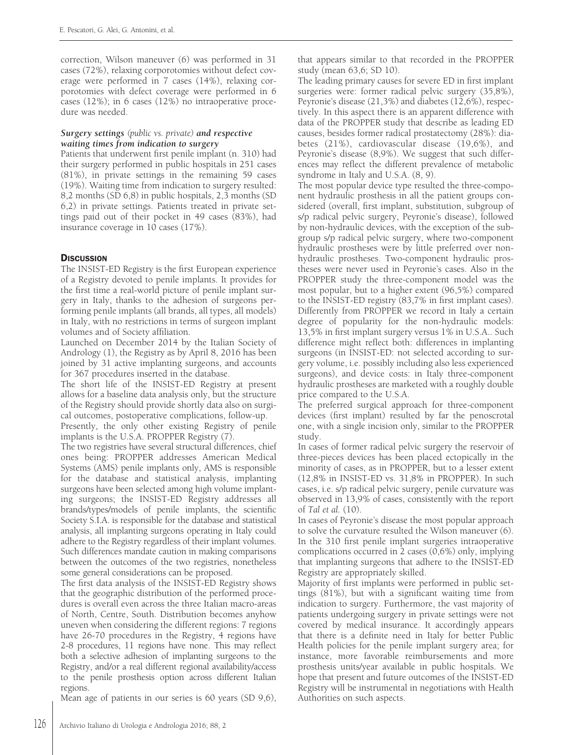correction, Wilson maneuver (6) was performed in 31 cases (72%), relaxing corporotomies without defect coverage were performed in 7 cases (14%), relaxing corporotomies with defect coverage were performed in 6 cases (12%); in 6 cases (12%) no intraoperative procedure was needed.

### *Surgery settings (public vs. private) and respective waiting times from indication to surgery*

Patients that underwent first penile implant (n. 310) had their surgery performed in public hospitals in 251 cases (81%), in private settings in the remaining 59 cases (19%). Waiting time from indication to surgery resulted: 8,2 months (SD 6,8) in public hospitals, 2,3 months (SD 6,2) in private settings. Patients treated in private settings paid out of their pocket in 49 cases (83%), had insurance coverage in 10 cases (17%).

## Discussion

The INSIST-ED Registry is the first European experience of a Registry devoted to penile implants. It provides for the first time a real-world picture of penile implant surgery in Italy, thanks to the adhesion of surgeons performing penile implants (all brands, all types, all models) in Italy, with no restrictions in terms of surgeon implant volumes and of Society affiliation.

Launched on December 2014 by the Italian Society of Andrology (1), the Registry as by April 8, 2016 has been joined by 31 active implanting surgeons, and accounts for 367 procedures inserted in the database.

The short life of the INSIST-ED Registry at present allows for a baseline data analysis only, but the structure of the Registry should provide shortly data also on surgical outcomes, postoperative complications, follow-up.

Presently, the only other existing Registry of penile implants is the U.S.A. PROPPER Registry (7).

The two registries have several structural differences, chief ones being: PROPPER addresses American Medical Systems (AMS) penile implants only, AMS is responsible for the database and statistical analysis, implanting surgeons have been selected among high volume implanting surgeons; the INSIST-ED Registry addresses all brands/types/models of penile implants, the scientific Society S.I.A. is responsible for the database and statistical analysis, all implanting surgeons operating in Italy could adhere to the Registry regardless of their implant volumes. Such differences mandate caution in making comparisons between the outcomes of the two registries, nonetheless some general considerations can be proposed.

The first data analysis of the INSIST-ED Registry shows that the geographic distribution of the performed procedures is overall even across the three Italian macro-areas of North, Centre, South. Distribution becomes anyhow uneven when considering the different regions: 7 regions have 26-70 procedures in the Registry, 4 regions have 2-8 procedures, 11 regions have none. This may reflect both a selective adhesion of implanting surgeons to the Registry, and/or a real different regional availability/access to the penile prosthesis option across different Italian regions.

Mean age of patients in our series is 60 years (SD 9,6), that appears similar to that recorded in the PROPPER study (mean 63,6; SD 10).

The leading primary causes for severe ED in first implant surgeries were: former radical pelvic surgery (35,8%), Peyronie's disease (21,3%) and diabetes (12,6%), respectively. In this aspect there is an apparent difference with data of the PROPPER study that describe as leading ED causes, besides former radical prostatectomy (28%): diabetes (21%), cardiovascular disease (19,6%), and Peyronie's disease (8,9%). We suggest that such differences may reflect the different prevalence of metabolic syndrome in Italy and U.S.A. (8, 9).

The most popular device type resulted the three-component hydraulic prosthesis in all the patient groups considered (overall, first implant, substitution, subgroup of s/p radical pelvic surgery, Peyronie's disease), followed by non-hydraulic devices, with the exception of the subgroup s/p radical pelvic surgery, where two-component hydraulic prostheses were by little preferred over non-hydraulic prostheses. Two-component hydraulic prostheses were never used in Peyronie's cases. Also in the PROPPER study the three-component model was the most popular, but to a higher extent (96,5%) compared to the INSIST-ED registry (83,7% in first implant cases). Differently from PROPPER we record in Italy a certain degree of popularity for the non-hydraulic models: 13,5% in first implant surgery versus 1% in U.S.A.. Such difference might reflect both: differences in implanting surgeons (in INSIST-ED: not selected according to surgery volume, i.e. possibly including also less experienced surgeons), and device costs: in Italy three-component hydraulic prostheses are marketed with a roughly double price compared to the U.S.A.

The preferred surgical approach for three-component devices (first implant) resulted by far the penoscrotal one, with a single incision only, similar to the PROPPER study.

In cases of former radical pelvic surgery the reservoir of three-pieces devices has been placed ectopically in the minority of cases, as in PROPPER, but to a lesser extent (12,8% in INSIST-ED vs. 31,8% in PROPPER). In such cases, i.e. s/p radical pelvic surgery, penile curvature was observed in 13,9% of cases, consistently with the report of *Tal et al.* (10).

In cases of Peyronie's disease the most popular approach to solve the curvature resulted the Wilson maneuver (6).

In the 310 first penile implant surgeries intraoperative complications occurred in 2 cases (0,6%) only, implying that implanting surgeons that adhere to the INSIST-ED Registry are appropriately skilled.

Majority of first implants were performed in public settings (81%), but with a significant waiting time from indication to surgery. Furthermore, the vast majority of patients undergoing surgery in private settings were not covered by medical insurance. It accordingly appears that there is a definite need in Italy for better Public Health policies for the penile implant surgery area; for instance, more favorable reimbursements and more prosthesis units/year available in public hospitals. We hope that present and future outcomes of the INSIST-ED Registry will be instrumental in negotiations with Health Authorities on such aspects.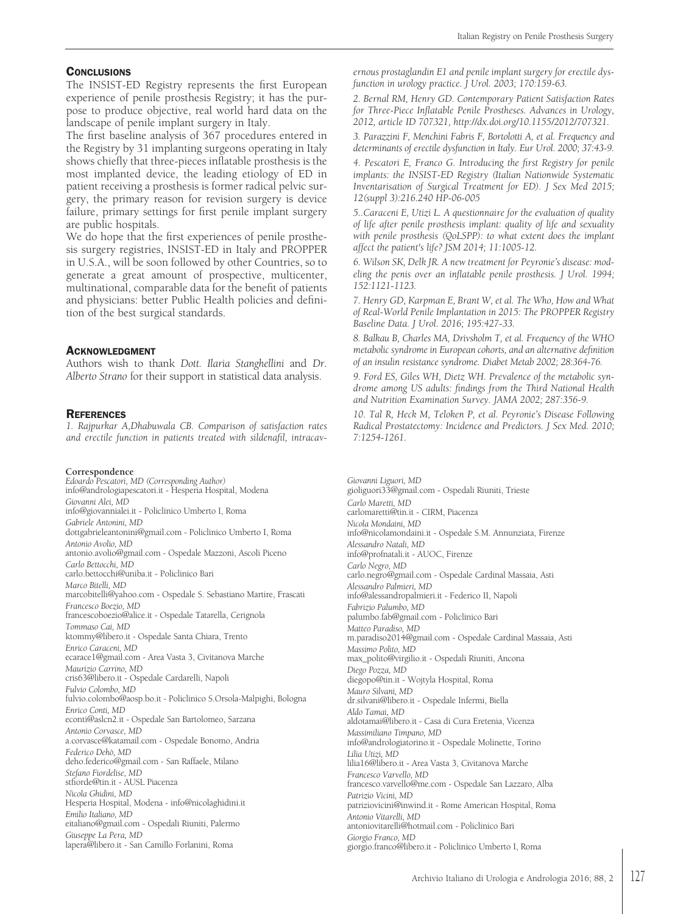## Conclusions

The INSIST-ED Registry represents the first European experience of penile prosthesis Registry; it has the purpose to produce objective, real world hard data on the landscape of penile implant surgery in Italy.

The first baseline analysis of 367 procedures entered in the Registry by 31 implanting surgeons operating in Italy shows chiefly that three-pieces inflatable prosthesis is the most implanted device, the leading etiology of ED in patient receiving a prosthesis is former radical pelvic surgery, the primary reason for revision surgery is device failure, primary settings for first penile implant surgery are public hospitals.

We do hope that the first experiences of penile prosthesis surgery registries, INSIST-ED in Italy and PROPPER in U.S.A., will be soon followed by other Countries, so to generate a great amount of prospective, multicenter, multinational, comparable data for the benefit of patients and physicians: better Public Health policies and definition of the best surgical standards.

## Acknowledgment

Authors wish to thank *Dott. Ilaria Stanghellini* and *Dr. Alberto Strano* for their support in statistical data analysis.

## References

*1. Rajpurkar A,Dhabuwala CB. Comparison of satisfaction rates and erectile function in patients treated with sildenafil, intracavernous prostaglandin E1 and penile implant surgery for erectile dysfunction in urology practice. J Urol. 2003; 170:159-63.*

*2. Bernal RM, Henry GD. Contemporary Patient Satisfaction Rates for Three-Piece Inflatable Penile Prostheses. Advances in Urology, 2012, article ID 707321, http://dx.doi.org/10.1155/2012/707321.*

*3. Parazzini F, Menchini Fabris F, Bortolotti A, et al. Frequency and determinants of erectile dysfunction in Italy. Eur Urol. 2000; 37:43-9.*

*4. Pescatori E, Franco G. Introducing the first Registry for penile implants: the INSIST-ED Registry (Italian Nationwide Systematic Inventarisation of Surgical Treatment for ED). J Sex Med 2015; 12(suppl 3):216.240 HP-06-005*

*5..Caraceni E, Utizi L. A questionnaire for the evaluation of quality of life after penile prosthesis implant: quality of life and sexuality with penile prosthesis (QoLSPP): to what extent does the implant affect the patient's life? JSM 2014; 11:1005-12.*

*6. Wilson SK, Delk JR. A new treatment for Peyronie's disease: modeling the penis over an inflatable penile prosthesis. J Urol. 1994; 152:1121-1123.*

*7. Henry GD, Karpman E, Brant W, et al. The Who, How and What of Real-World Penile Implantation in 2015: The PROPPER Registry Baseline Data. J Urol. 2016; 195:427-33.*

*8. Balkau B, Charles MA, Drivsholm T, et al. Frequency of the WHO metabolic syndrome in European cohorts, and an alternative definition of an insulin resistance syndrome. Diabet Metab 2002; 28:364-76.*

*9. Ford ES, Giles WH, Dietz WH. Prevalence of the metabolic syndrome among US adults: findings from the Third National Health and Nutrition Examination Survey. JAMA 2002; 287:356-9.*

*10. Tal R, Heck M, Teloken P, et al. Peyronie's Disease Following Radical Prostatectomy: Incidence and Predictors. J Sex Med. 2010; 7:1254-1261.*

**Correspondence**

*Edoardo Pescatori, MD (Corresponding Author)*
info@andrologiapescatori.it - Hesperia Hospital, Modena

*Giovanni Alei, MD*
info@giovannialei.it - Policlinico Umberto I, Roma

*Gabriele Antonini, MD*
dottgabrieleantonini@gmail.com - Policlinico Umberto I, Roma

*Antonio Avolio, MD*
antonio.avolio@gmail.com - Ospedale Mazzoni, Ascoli Piceno

*Carlo Bettocchi, MD*
carlo.bettocchi@uniba.it - Policlinico Bari

*Marco Bitelli, MD*
marcobitelli@yahoo.com - Ospedale S. Sebastiano Martire, Frascati

*Francesco Boezio, MD*
francescoboezio@alice.it - Ospedale Tatarella, Cerignola

*Tommaso Cai, MD*
ktommy@libero.it - Ospedale Santa Chiara, Trento

*Enrico Caraceni, MD*
ecarace1@gmail.com - Area Vasta 3, Civitanova Marche

*Maurizio Carrino, MD*
cris63@libero.it - Ospedale Cardarelli, Napoli

*Fulvio Colombo, MD*
fulvio.colombo@aosp.bo.it - Policlinico S.Orsola-Malpighi, Bologna

*Enrico Conti, MD*
econti@aslcn2.it - Ospedale San Bartolomeo, Sarzana

*Antonio Corvasce, MD*
a.corvasce@katamail.com - Ospedale Bonomo, Andria

*Federico Dehò, MD*
deho.federico@gmail.com - San Raffaele, Milano

*Stefano Fiordelise, MD*
stfiorde@tin.it - AUSL Piacenza

*Nicola Ghidini, MD*
Hesperia Hospital, Modena - info@nicolaghidini.it

*Emilio Italiano, MD*
eitaliano@gmail.com - Ospedali Riuniti, Palermo

*Giuseppe La Pera, MD*
lapera@libero.it - San Camillo Forlanini, Roma

*Giovanni Liguori, MD*
gioliguori33@gmail.com - Ospedali Riuniti, Trieste

*Carlo Maretti, MD*
carlomaretti@tin.it - CIRM, Piacenza

*Nicola Mondaini, MD*
info@nicolamondaini.it - Ospedale S.M. Annunziata, Firenze

*Alessandro Natali, MD*
info@profnatali.it - AUOC, Firenze

*Carlo Negro, MD*
carlo.negro@gmail.com - Ospedale Cardinal Massaia, Asti

*Alessandro Palmieri, MD*
info@alessandropalmieri.it - Federico II, Napoli

*Fabrizio Palumbo, MD*
palumbo.fab@gmail.com - Policlinico Bari

*Matteo Paradiso, MD*
m.paradiso2014@gmail.com - Ospedale Cardinal Massaia, Asti

*Massimo Polito, MD*
max_polito@virgilio.it - Ospedali Riuniti, Ancona

*Diego Pozza, MD*
diegopo@tin.it - Wojtyla Hospital, Roma

*Mauro Silvani, MD*
dr.silvani@libero.it - Ospedale Infermi, Biella

*Aldo Tamai, MD*
aldotamai@libero.it - Casa di Cura Eretenia, Vicenza

*Massimiliano Timpano, MD*
info@andrologiatorino.it - Ospedale Molinette, Torino

*Lilia Utizi, MD*
lilia16@libero.it - Area Vasta 3, Civitanova Marche

*Francesco Varvello, MD*
francesco.varvello@me.com - Ospedale San Lazzaro, Alba

*Patrizio Vicini, MD*
patriziovicini@inwind.it - Rome American Hospital, Roma

*Antonio Vitarelli, MD*
antoniovitarelli@hotmail.com - Policlinico Bari

*Giorgio Franco, MD*
giorgio.franco@libero.it - Policlinico Umberto I, Roma